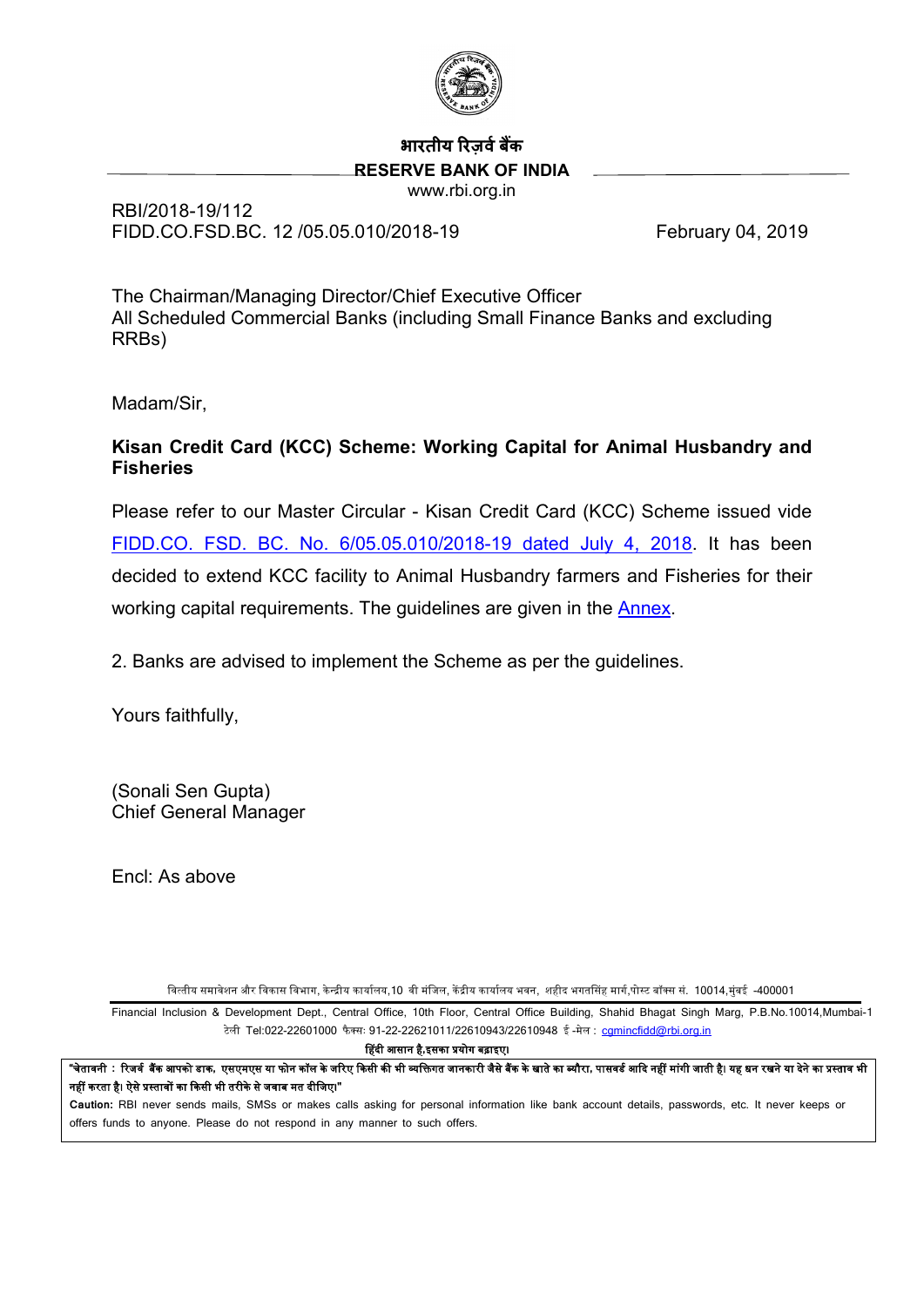भारतीय रिज़र्व बैंक

**RESERVE BANK OF INDIA**

www.rbi.org.in

RBI/2018-19/112
FIDD.CO.FSD.BC. 12 /05.05.010/2018-19

February 04, 2019

The Chairman/Managing Director/Chief Executive Officer
All Scheduled Commercial Banks (including Small Finance Banks and excluding RRBs)

Madam/Sir,

**Kisan Credit Card (KCC) Scheme: Working Capital for Animal Husbandry and Fisheries**

Please refer to our Master Circular - Kisan Credit Card (KCC) Scheme issued vide FIDD.CO. FSD. BC. No. 6/05.05.010/2018-19 dated July 4, 2018. It has been decided to extend KCC facility to Animal Husbandry farmers and Fisheries for their working capital requirements. The guidelines are given in the Annex.

2. Banks are advised to implement the Scheme as per the guidelines.

Yours faithfully,

(Sonali Sen Gupta)
Chief General Manager

Encl: As above

वित्तीय समावेशन और विकास विभाग, केन्द्रीय कार्यालय,10 वी मंजिल, केंद्रीय कार्यालय भवन, शहीद भगतसिंह मार्ग,पोस्ट बॉक्स सं. 10014,मुंबई -400001

Financial Inclusion & Development Dept., Central Office, 10th Floor, Central Office Building, Shahid Bhagat Singh Marg, P.B.No.10014,Mumbai-1

टेली Tel:022-22601000 फैक्स: 91-22-22621011/22610943/22610948 ई -मेल : cgmincfidd@rbi.org.in

हिंदी आसान है,इसका प्रयोग बढ़ाइए।

**"चेतावनी : रिज़र्व बैंक आपको डाक, एसएमएस या फोन कॉल के जरिए किसी की भी व्यक्तिगत जानकारी जैसे बैंक के खाते का ब्यौरा, पासवर्ड आदि नहीं मांगी जाती है। यह धन रखने या देने का प्रस्ताव भी नहीं करता है। ऐसे प्रस्तावों का किसी भी तरीके से जवाब मत दीजिए।"**

**Caution:** RBI never sends mails, SMSs or makes calls asking for personal information like bank account details, passwords, etc. It never keeps or offers funds to anyone. Please do not respond in any manner to such offers.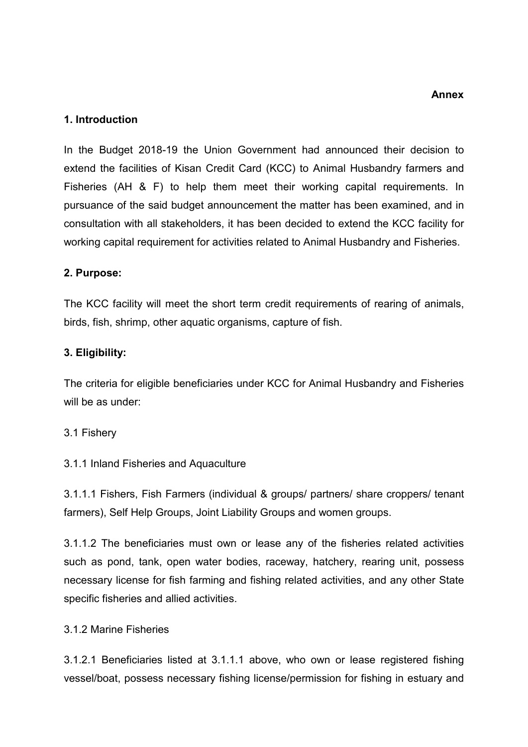**Annex**

**1. Introduction**

In the Budget 2018-19 the Union Government had announced their decision to extend the facilities of Kisan Credit Card (KCC) to Animal Husbandry farmers and Fisheries (AH & F) to help them meet their working capital requirements. In pursuance of the said budget announcement the matter has been examined, and in consultation with all stakeholders, it has been decided to extend the KCC facility for working capital requirement for activities related to Animal Husbandry and Fisheries.

**2. Purpose:**

The KCC facility will meet the short term credit requirements of rearing of animals, birds, fish, shrimp, other aquatic organisms, capture of fish.

**3. Eligibility:**

The criteria for eligible beneficiaries under KCC for Animal Husbandry and Fisheries will be as under:

3.1 Fishery

3.1.1 Inland Fisheries and Aquaculture

3.1.1.1 Fishers, Fish Farmers (individual & groups/ partners/ share croppers/ tenant farmers), Self Help Groups, Joint Liability Groups and women groups.

3.1.1.2 The beneficiaries must own or lease any of the fisheries related activities such as pond, tank, open water bodies, raceway, hatchery, rearing unit, possess necessary license for fish farming and fishing related activities, and any other State specific fisheries and allied activities.

3.1.2 Marine Fisheries

3.1.2.1 Beneficiaries listed at 3.1.1.1 above, who own or lease registered fishing vessel/boat, possess necessary fishing license/permission for fishing in estuary and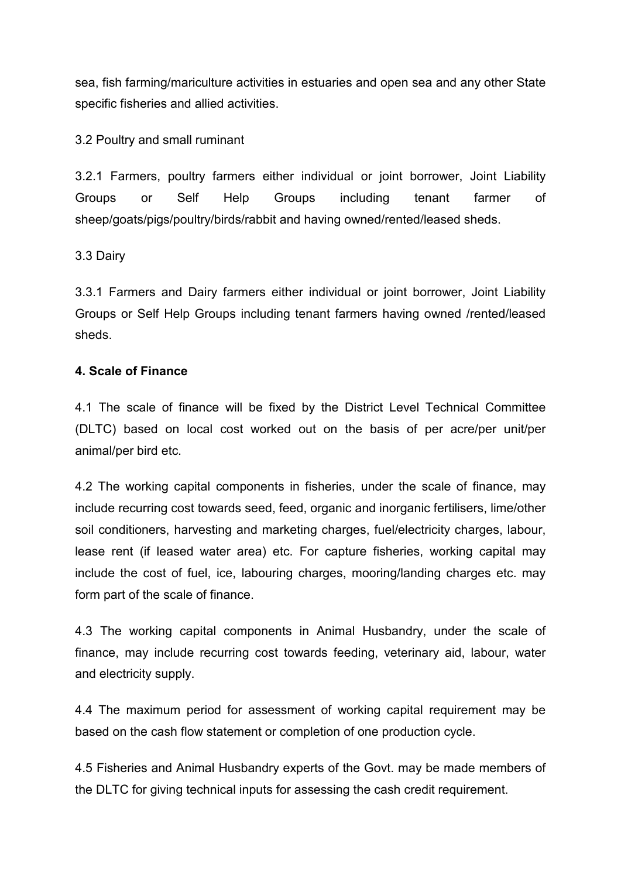sea, fish farming/mariculture activities in estuaries and open sea and any other State specific fisheries and allied activities.

3.2 Poultry and small ruminant

3.2.1 Farmers, poultry farmers either individual or joint borrower, Joint Liability Groups or Self Help Groups including tenant farmer of sheep/goats/pigs/poultry/birds/rabbit and having owned/rented/leased sheds.

3.3 Dairy

3.3.1 Farmers and Dairy farmers either individual or joint borrower, Joint Liability Groups or Self Help Groups including tenant farmers having owned /rented/leased sheds.

**4. Scale of Finance**

4.1 The scale of finance will be fixed by the District Level Technical Committee (DLTC) based on local cost worked out on the basis of per acre/per unit/per animal/per bird etc.

4.2 The working capital components in fisheries, under the scale of finance, may include recurring cost towards seed, feed, organic and inorganic fertilisers, lime/other soil conditioners, harvesting and marketing charges, fuel/electricity charges, labour, lease rent (if leased water area) etc. For capture fisheries, working capital may include the cost of fuel, ice, labouring charges, mooring/landing charges etc. may form part of the scale of finance.

4.3 The working capital components in Animal Husbandry, under the scale of finance, may include recurring cost towards feeding, veterinary aid, labour, water and electricity supply.

4.4 The maximum period for assessment of working capital requirement may be based on the cash flow statement or completion of one production cycle.

4.5 Fisheries and Animal Husbandry experts of the Govt. may be made members of the DLTC for giving technical inputs for assessing the cash credit requirement.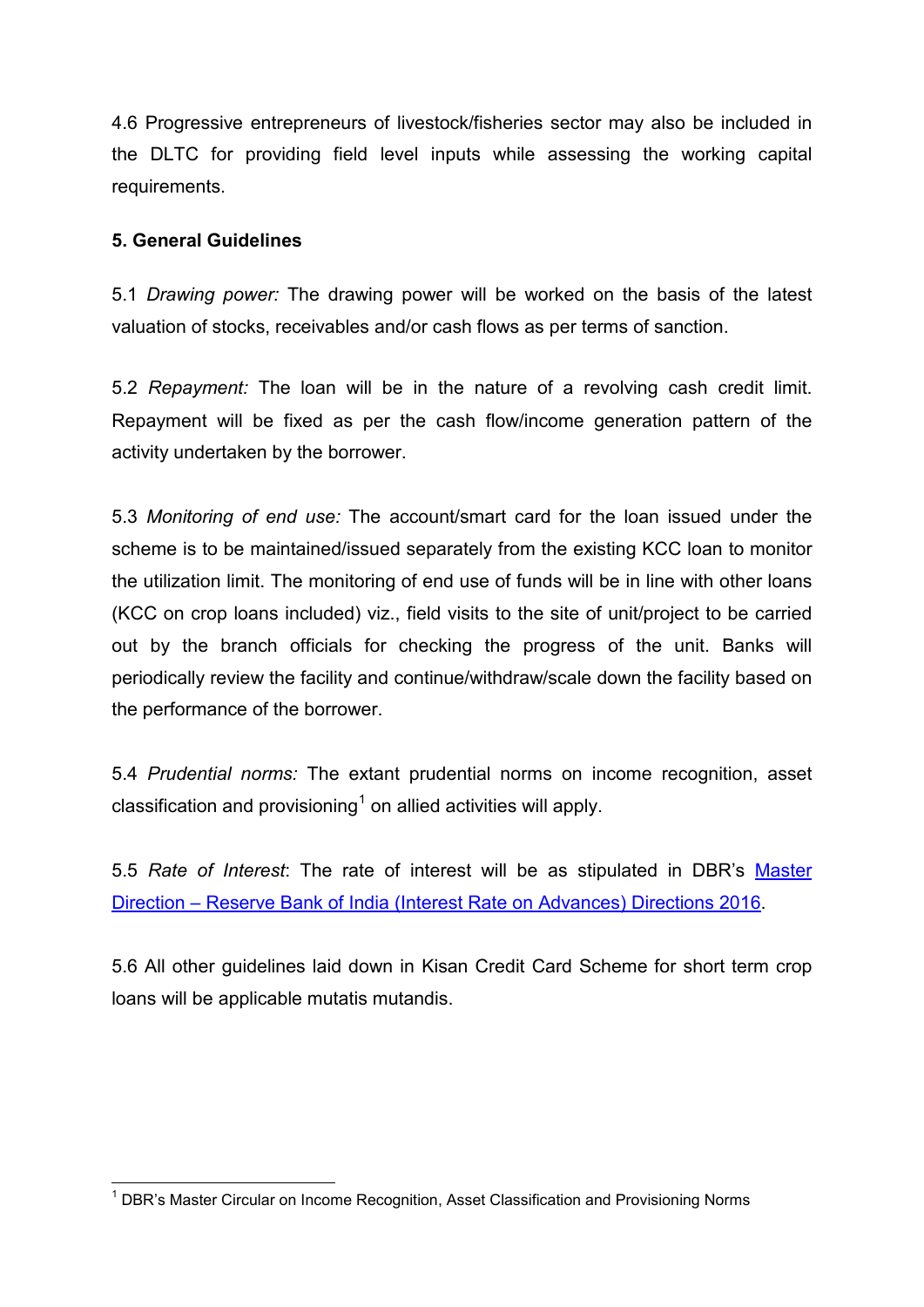4.6 Progressive entrepreneurs of livestock/fisheries sector may also be included in the DLTC for providing field level inputs while assessing the working capital requirements.

**5. General Guidelines**

5.1 *Drawing power:* The drawing power will be worked on the basis of the latest valuation of stocks, receivables and/or cash flows as per terms of sanction.

5.2 *Repayment:* The loan will be in the nature of a revolving cash credit limit. Repayment will be fixed as per the cash flow/income generation pattern of the activity undertaken by the borrower.

5.3 *Monitoring of end use:* The account/smart card for the loan issued under the scheme is to be maintained/issued separately from the existing KCC loan to monitor the utilization limit. The monitoring of end use of funds will be in line with other loans (KCC on crop loans included) viz., field visits to the site of unit/project to be carried out by the branch officials for checking the progress of the unit. Banks will periodically review the facility and continue/withdraw/scale down the facility based on the performance of the borrower.

5.4 *Prudential norms:* The extant prudential norms on income recognition, asset classification and provisioning[1] on allied activities will apply.

5.5 *Rate of Interest*: The rate of interest will be as stipulated in DBR's Master Direction – Reserve Bank of India (Interest Rate on Advances) Directions 2016.

5.6 All other guidelines laid down in Kisan Credit Card Scheme for short term crop loans will be applicable mutatis mutandis.

---

[1] DBR's Master Circular on Income Recognition, Asset Classification and Provisioning Norms